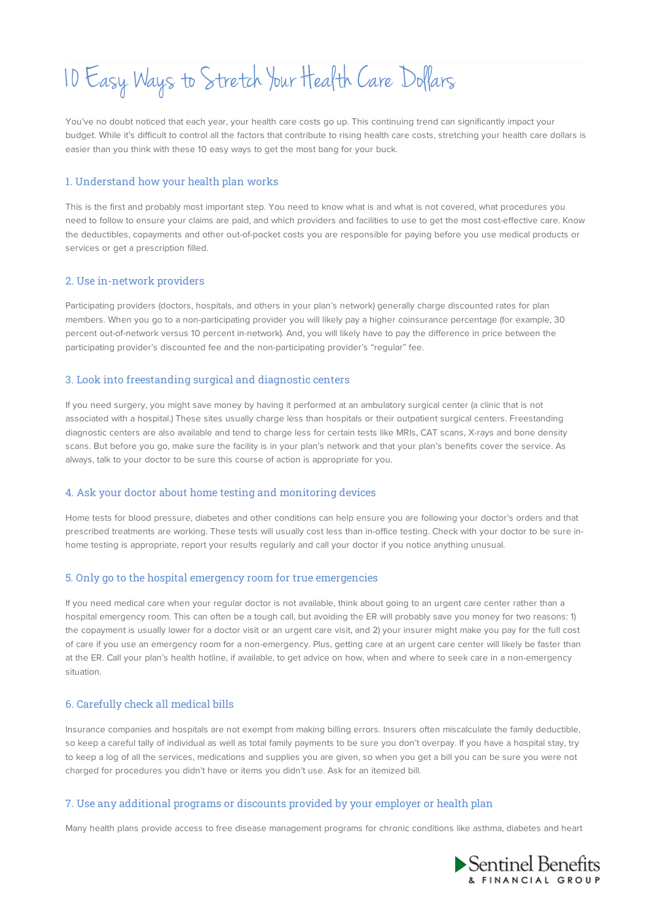# 10 Easy Ways to Stretch Your Health Care Dollars

You've no doubt noticed that each year, your health care costs go up. This continuing trend can significantly impact your budget. While it's difficult to control all the factors that contribute to rising health care costs, stretching your health care dollars is easier than you think with these 10 easy ways to get the most bang for your buck.

## 1. Understand how your health plan works

This is the first and probably most important step. You need to know what is and what is not covered, what procedures you need to follow to ensure your claims are paid, and which providers and facilities to use to get the most cost-effective care. Know the deductibles, copayments and other out-of-pocket costs you are responsible for paying before you use medical products or services or get a prescription filled.

## 2. Use in-network providers

Participating providers (doctors, hospitals, and others in your plan's network) generally charge discounted rates for plan members. When you go to a non-participating provider you will likely pay a higher coinsurance percentage (for example, 30 percent out-of-network versus 10 percent in-network). And, you will likely have to pay the difference in price between the participating provider's discounted fee and the non-participating provider's "regular" fee.

## 3. Look into freestanding surgical and diagnostic centers

If you need surgery, you might save money by having it performed at an ambulatory surgical center (a clinic that is not associated with a hospital.) These sites usually charge less than hospitals or their outpatient surgical centers. Freestanding diagnostic centers are also available and tend to charge less for certain tests like MRIs, CAT scans, X-rays and bone density scans. But before you go, make sure the facility is in your plan's network and that your plan's benefits cover the service. As always, talk to your doctor to be sure this course of action is appropriate for you.

## 4. Ask your doctor about home testing and monitoring devices

Home tests for blood pressure, diabetes and other conditions can help ensure you are following your doctor's orders and that prescribed treatments are working. These tests will usually cost less than in-office testing. Check with your doctor to be sure in-home testing is appropriate, report your results regularly and call your doctor if you notice anything unusual.

## 5. Only go to the hospital emergency room for true emergencies

If you need medical care when your regular doctor is not available, think about going to an urgent care center rather than a hospital emergency room. This can often be a tough call, but avoiding the ER will probably save you money for two reasons: 1) the copayment is usually lower for a doctor visit or an urgent care visit, and 2) your insurer might make you pay for the full cost of care if you use an emergency room for a non-emergency. Plus, getting care at an urgent care center will likely be faster than at the ER. Call your plan's health hotline, if available, to get advice on how, when and where to seek care in a non-emergency situation.

## 6. Carefully check all medical bills

Insurance companies and hospitals are not exempt from making billing errors. Insurers often miscalculate the family deductible, so keep a careful tally of individual as well as total family payments to be sure you don't overpay. If you have a hospital stay, try to keep a log of all the services, medications and supplies you are given, so when you get a bill you can be sure you were not charged for procedures you didn't have or items you didn't use. Ask for an itemized bill.

## 7. Use any additional programs or discounts provided by your employer or health plan

Many health plans provide access to free disease management programs for chronic conditions like asthma, diabetes and heart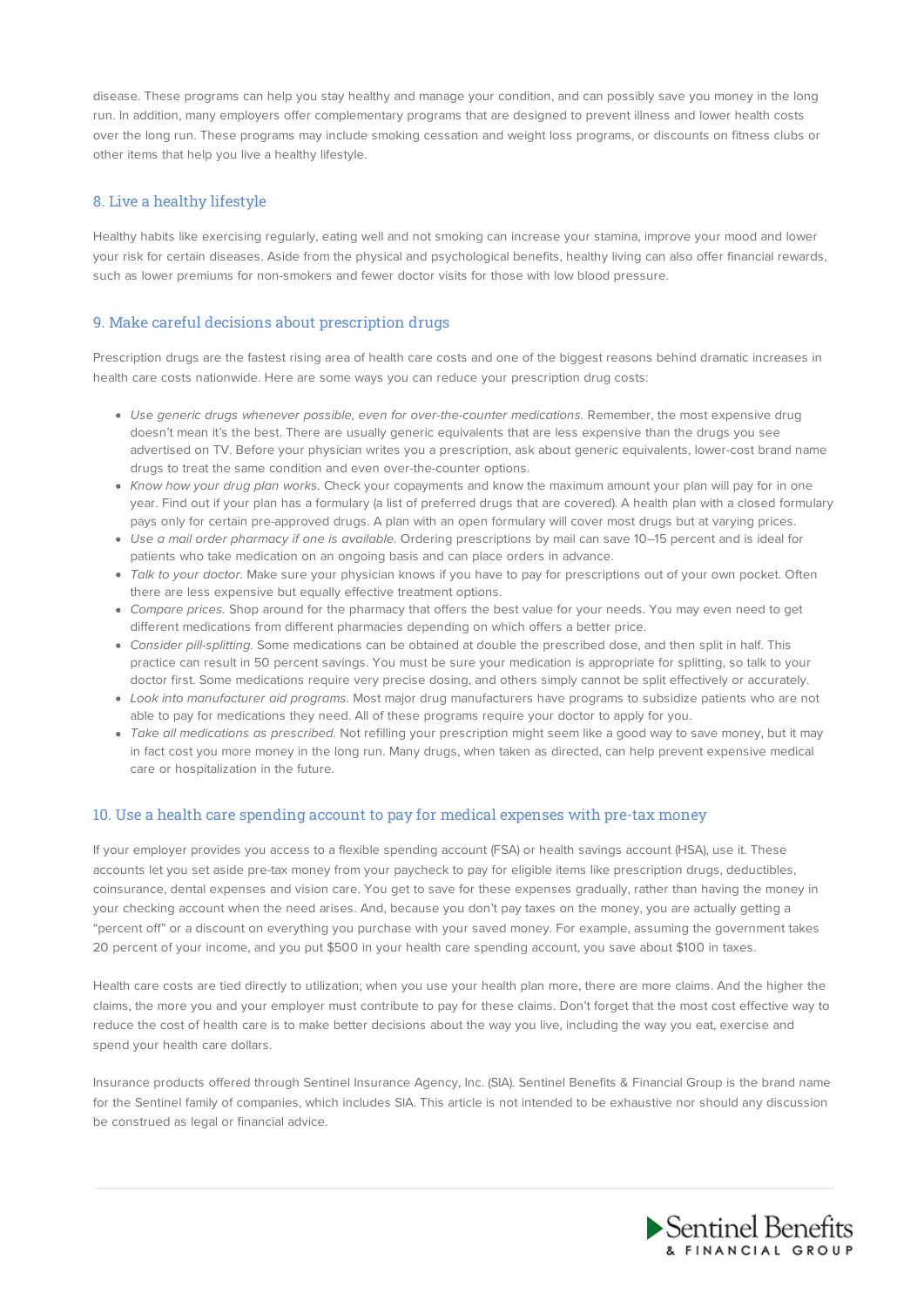disease. These programs can help you stay healthy and manage your condition, and can possibly save you money in the long run. In addition, many employers offer complementary programs that are designed to prevent illness and lower health costs over the long run. These programs may include smoking cessation and weight loss programs, or discounts on fitness clubs or other items that help you live a healthy lifestyle.

## 8. Live a healthy lifestyle

Healthy habits like exercising regularly, eating well and not smoking can increase your stamina, improve your mood and lower your risk for certain diseases. Aside from the physical and psychological benefits, healthy living can also offer financial rewards, such as lower premiums for non-smokers and fewer doctor visits for those with low blood pressure.

## 9. Make careful decisions about prescription drugs

Prescription drugs are the fastest rising area of health care costs and one of the biggest reasons behind dramatic increases in health care costs nationwide. Here are some ways you can reduce your prescription drug costs:

- *Use generic drugs whenever possible, even for over-the-counter medications.* Remember, the most expensive drug doesn't mean it's the best. There are usually generic equivalents that are less expensive than the drugs you see advertised on TV. Before your physician writes you a prescription, ask about generic equivalents, lower-cost brand name drugs to treat the same condition and even over-the-counter options.
- *Know how your drug plan works.* Check your copayments and know the maximum amount your plan will pay for in one year. Find out if your plan has a formulary (a list of preferred drugs that are covered). A health plan with a closed formulary pays only for certain pre-approved drugs. A plan with an open formulary will cover most drugs but at varying prices.
- *Use a mail order pharmacy if one is available.* Ordering prescriptions by mail can save 10–15 percent and is ideal for patients who take medication on an ongoing basis and can place orders in advance.
- *Talk to your doctor.* Make sure your physician knows if you have to pay for prescriptions out of your own pocket. Often there are less expensive but equally effective treatment options.
- *Compare prices.* Shop around for the pharmacy that offers the best value for your needs. You may even need to get different medications from different pharmacies depending on which offers a better price.
- *Consider pill-splitting.* Some medications can be obtained at double the prescribed dose, and then split in half. This practice can result in 50 percent savings. You must be sure your medication is appropriate for splitting, so talk to your doctor first. Some medications require very precise dosing, and others simply cannot be split effectively or accurately.
- *Look into manufacturer aid programs.* Most major drug manufacturers have programs to subsidize patients who are not able to pay for medications they need. All of these programs require your doctor to apply for you.
- *Take all medications as prescribed.* Not refilling your prescription might seem like a good way to save money, but it may in fact cost you more money in the long run. Many drugs, when taken as directed, can help prevent expensive medical care or hospitalization in the future.

## 10. Use a health care spending account to pay for medical expenses with pre-tax money

If your employer provides you access to a flexible spending account (FSA) or health savings account (HSA), use it. These accounts let you set aside pre-tax money from your paycheck to pay for eligible items like prescription drugs, deductibles, coinsurance, dental expenses and vision care. You get to save for these expenses gradually, rather than having the money in your checking account when the need arises. And, because you don't pay taxes on the money, you are actually getting a "percent off" or a discount on everything you purchase with your saved money. For example, assuming the government takes 20 percent of your income, and you put $500 in your health care spending account, you save about $100 in taxes.

Health care costs are tied directly to utilization; when you use your health plan more, there are more claims. And the higher the claims, the more you and your employer must contribute to pay for these claims. Don't forget that the most cost effective way to reduce the cost of health care is to make better decisions about the way you live, including the way you eat, exercise and spend your health care dollars.

Insurance products offered through Sentinel Insurance Agency, Inc. (SIA). Sentinel Benefits & Financial Group is the brand name for the Sentinel family of companies, which includes SIA. This article is not intended to be exhaustive nor should any discussion be construed as legal or financial advice.

Sentinel Benefits & FINANCIAL GROUP